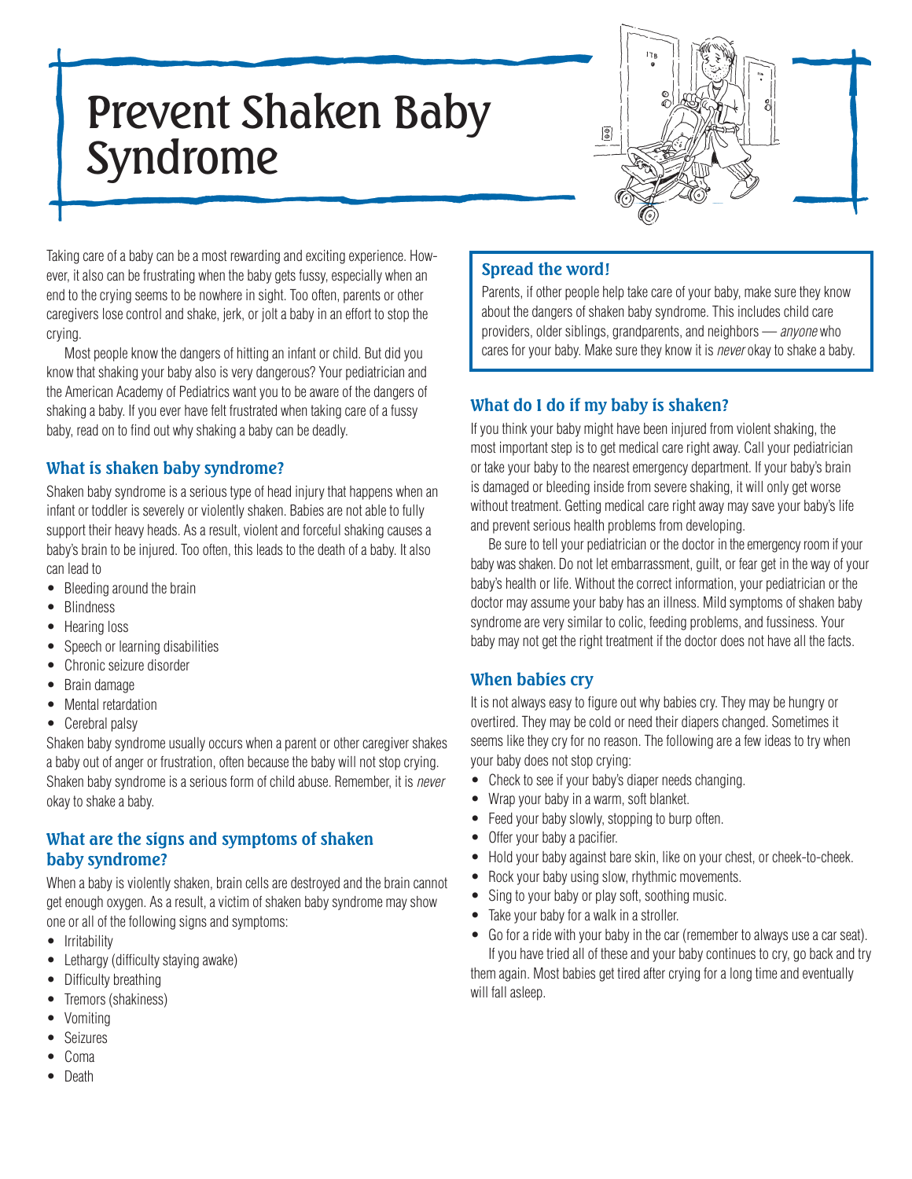# Prevent Shaken Baby Syndrome

Taking care of a baby can be a most rewarding and exciting experience. However, it also can be frustrating when the baby gets fussy, especially when an end to the crying seems to be nowhere in sight. Too often, parents or other caregivers lose control and shake, jerk, or jolt a baby in an effort to stop the crying.

Most people know the dangers of hitting an infant or child. But did you know that shaking your baby also is very dangerous? Your pediatrician and the American Academy of Pediatrics want you to be aware of the dangers of shaking a baby. If you ever have felt frustrated when taking care of a fussy baby, read on to find out why shaking a baby can be deadly.

## What is shaken baby syndrome?

Shaken baby syndrome is a serious type of head injury that happens when an infant or toddler is severely or violently shaken. Babies are not able to fully support their heavy heads. As a result, violent and forceful shaking causes a baby's brain to be injured. Too often, this leads to the death of a baby. It also can lead to

- Bleeding around the brain
- Blindness
- Hearing loss
- Speech or learning disabilities
- Chronic seizure disorder
- Brain damage
- Mental retardation
- Cerebral palsy

Shaken baby syndrome usually occurs when a parent or other caregiver shakes a baby out of anger or frustration, often because the baby will not stop crying. Shaken baby syndrome is a serious form of child abuse. Remember, it is *never* okay to shake a baby.

## What are the signs and symptoms of shaken baby syndrome?

When a baby is violently shaken, brain cells are destroyed and the brain cannot get enough oxygen. As a result, a victim of shaken baby syndrome may show one or all of the following signs and symptoms:

- Irritability
- Lethargy (difficulty staying awake)
- Difficulty breathing
- Tremors (shakiness)
- Vomiting
- Seizures
- Coma
- Death

## Spread the word!

Parents, if other people help take care of your baby, make sure they know about the dangers of shaken baby syndrome. This includes child care providers, older siblings, grandparents, and neighbors — *anyone* who cares for your baby. Make sure they know it is *never* okay to shake a baby.

## What do I do if my baby is shaken?

If you think your baby might have been injured from violent shaking, the most important step is to get medical care right away. Call your pediatrician or take your baby to the nearest emergency department. If your baby's brain is damaged or bleeding inside from severe shaking, it will only get worse without treatment. Getting medical care right away may save your baby's life and prevent serious health problems from developing.

Be sure to tell your pediatrician or the doctor in the emergency room if your baby was shaken. Do not let embarrassment, guilt, or fear get in the way of your baby's health or life. Without the correct information, your pediatrician or the doctor may assume your baby has an illness. Mild symptoms of shaken baby syndrome are very similar to colic, feeding problems, and fussiness. Your baby may not get the right treatment if the doctor does not have all the facts.

## When babies cry

It is not always easy to figure out why babies cry. They may be hungry or overtired. They may be cold or need their diapers changed. Sometimes it seems like they cry for no reason. The following are a few ideas to try when your baby does not stop crying:

- Check to see if your baby's diaper needs changing.
- Wrap your baby in a warm, soft blanket.
- Feed your baby slowly, stopping to burp often.
- Offer your baby a pacifier.
- Hold your baby against bare skin, like on your chest, or cheek-to-cheek.
- Rock your baby using slow, rhythmic movements.
- Sing to your baby or play soft, soothing music.
- Take your baby for a walk in a stroller.
- Go for a ride with your baby in the car (remember to always use a car seat).

If you have tried all of these and your baby continues to cry, go back and try them again. Most babies get tired after crying for a long time and eventually will fall asleep.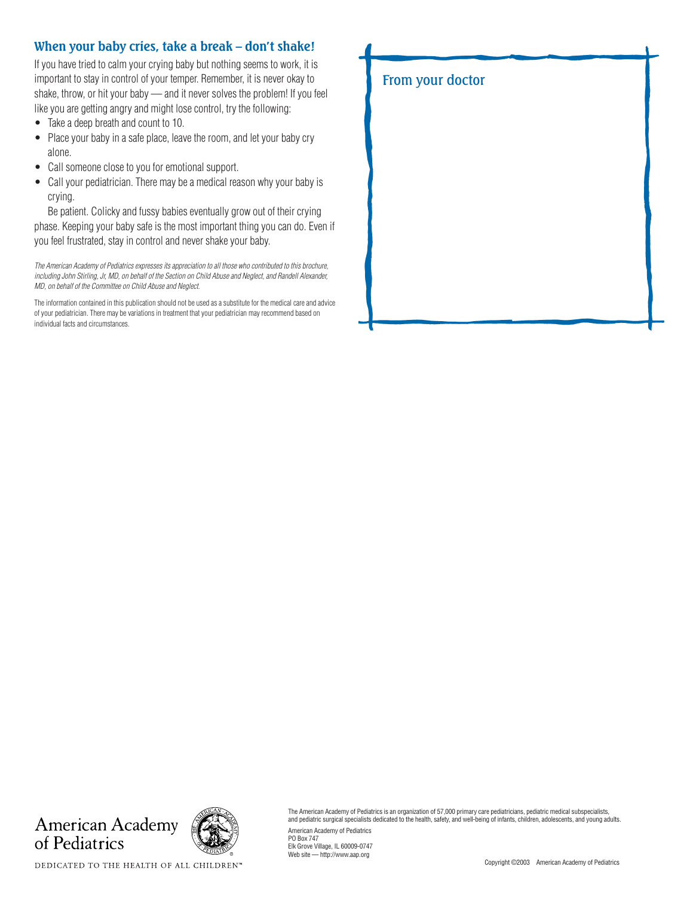## When your baby cries, take a break – don't shake!

If you have tried to calm your crying baby but nothing seems to work, it is important to stay in control of your temper. Remember, it is never okay to shake, throw, or hit your baby — and it never solves the problem! If you feel like you are getting angry and might lose control, try the following:

- Take a deep breath and count to 10.
- Place your baby in a safe place, leave the room, and let your baby cry alone.
- Call someone close to you for emotional support.
- Call your pediatrician. There may be a medical reason why your baby is crying.

Be patient. Colicky and fussy babies eventually grow out of their crying phase. Keeping your baby safe is the most important thing you can do. Even if you feel frustrated, stay in control and never shake your baby.

*The American Academy of Pediatrics expresses its appreciation to all those who contributed to this brochure, including John Stirling, Jr, MD, on behalf of the Section on Child Abuse and Neglect, and Randell Alexander, MD, on behalf of the Committee on Child Abuse and Neglect.*

The information contained in this publication should not be used as a substitute for the medical care and advice of your pediatrician. There may be variations in treatment that your pediatrician may recommend based on individual facts and circumstances.

From your doctor

American Academy of Pediatrics

DEDICATED TO THE HEALTH OF ALL CHILDREN™

The American Academy of Pediatrics is an organization of 57,000 primary care pediatricians, pediatric medical subspecialists, and pediatric surgical specialists dedicated to the health, safety, and well-being of infants, children, adolescents, and young adults.

American Academy of Pediatrics
PO Box 747
Elk Grove Village, IL 60009-0747
Web site — http://www.aap.org

Copyright ©2003 American Academy of Pediatrics